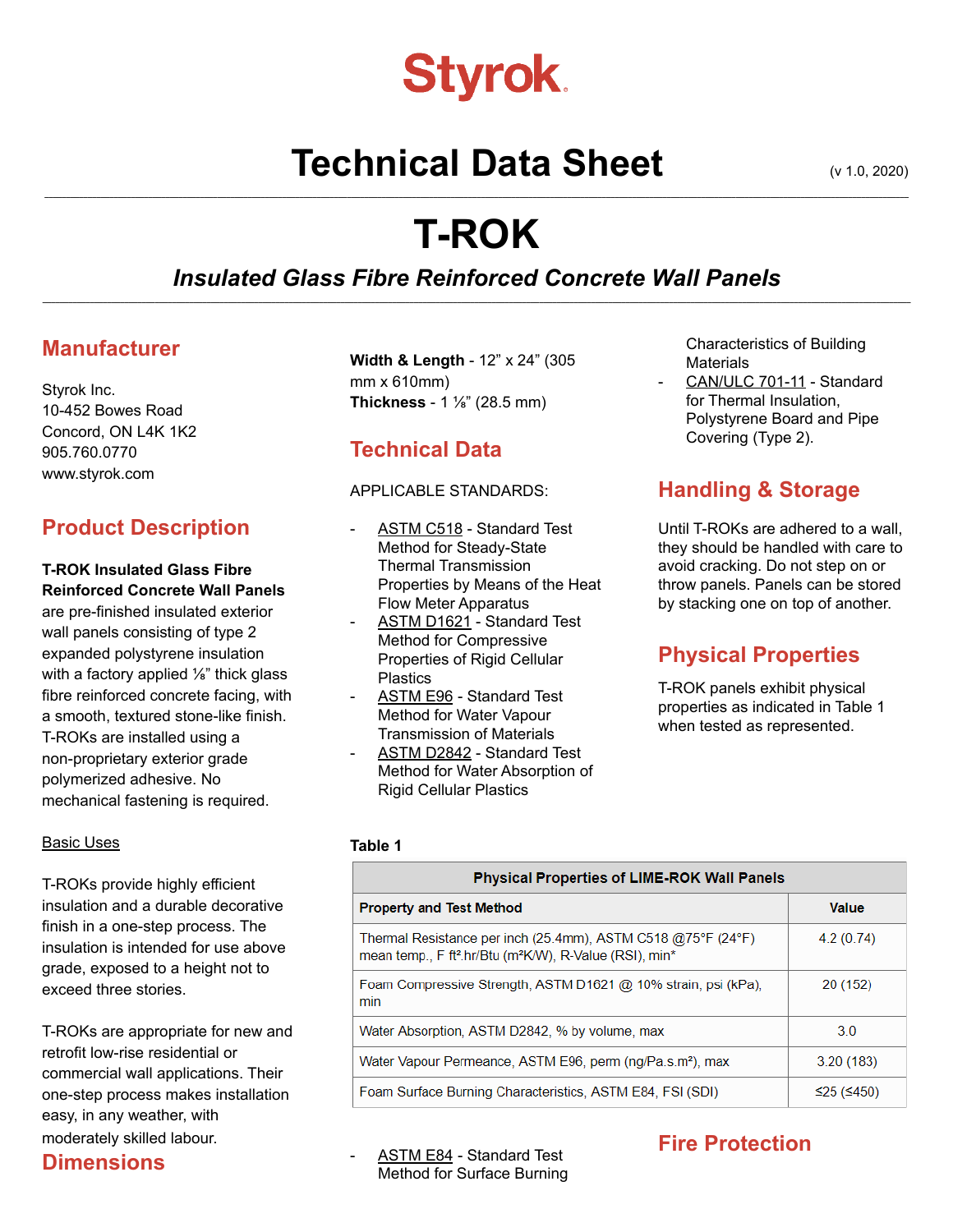# Styrok

# Technical Data Sheet

(v 1.0, 2020)

# T-ROK

### *Insulated Glass Fibre Reinforced Concrete Wall Panels*

## Manufacturer

Styrok Inc.
10-452 Bowes Road
Concord, ON L4K 1K2
905.760.0770
www.styrok.com

## Product Description

**T-ROK Insulated Glass Fibre Reinforced Concrete Wall Panels** are pre-finished insulated exterior wall panels consisting of type 2 expanded polystyrene insulation with a factory applied ⅛" thick glass fibre reinforced concrete facing, with a smooth, textured stone-like finish. T-ROKs are installed using a non-proprietary exterior grade polymerized adhesive. No mechanical fastening is required.

Basic Uses

T-ROKs provide highly efficient insulation and a durable decorative finish in a one-step process. The insulation is intended for use above grade, exposed to a height not to exceed three stories.

T-ROKs are appropriate for new and retrofit low-rise residential or commercial wall applications. Their one-step process makes installation easy, in any weather, with moderately skilled labour.

## Dimensions

**Width & Length** - 12" x 24" (305 mm x 610mm)
**Thickness** - 1 ⅛" (28.5 mm)

## Technical Data

APPLICABLE STANDARDS:

- ASTM C518 - Standard Test Method for Steady-State Thermal Transmission Properties by Means of the Heat Flow Meter Apparatus
- ASTM D1621 - Standard Test Method for Compressive Properties of Rigid Cellular Plastics
- ASTM E96 - Standard Test Method for Water Vapour Transmission of Materials
- ASTM D2842 - Standard Test Method for Water Absorption of Rigid Cellular Plastics
- ASTM E84 - Standard Test Method for Surface Burning Characteristics of Building Materials
- CAN/ULC 701-11 - Standard for Thermal Insulation, Polystyrene Board and Pipe Covering (Type 2).

## Handling & Storage

Until T-ROKs are adhered to a wall, they should be handled with care to avoid cracking. Do not step on or throw panels. Panels can be stored by stacking one on top of another.

## Physical Properties

T-ROK panels exhibit physical properties as indicated in Table 1 when tested as represented.

**Table 1**

| Physical Properties of LIME-ROK Wall Panels | |
|---|---|
| **Property and Test Method** | **Value** |
| Thermal Resistance per inch (25.4mm), ASTM C518 @75°F (24°F) mean temp., F ft².hr/Btu (m²K/W), R-Value (RSI), min* | 4.2 (0.74) |
| Foam Compressive Strength, ASTM D1621 @ 10% strain, psi (kPa), min | 20 (152) |
| Water Absorption, ASTM D2842, % by volume, max | 3.0 |
| Water Vapour Permeance, ASTM E96, perm (ng/Pa.s.m²), max | 3.20 (183) |
| Foam Surface Burning Characteristics, ASTM E84, FSI (SDI) | ≤25 (≤450) |

## Fire Protection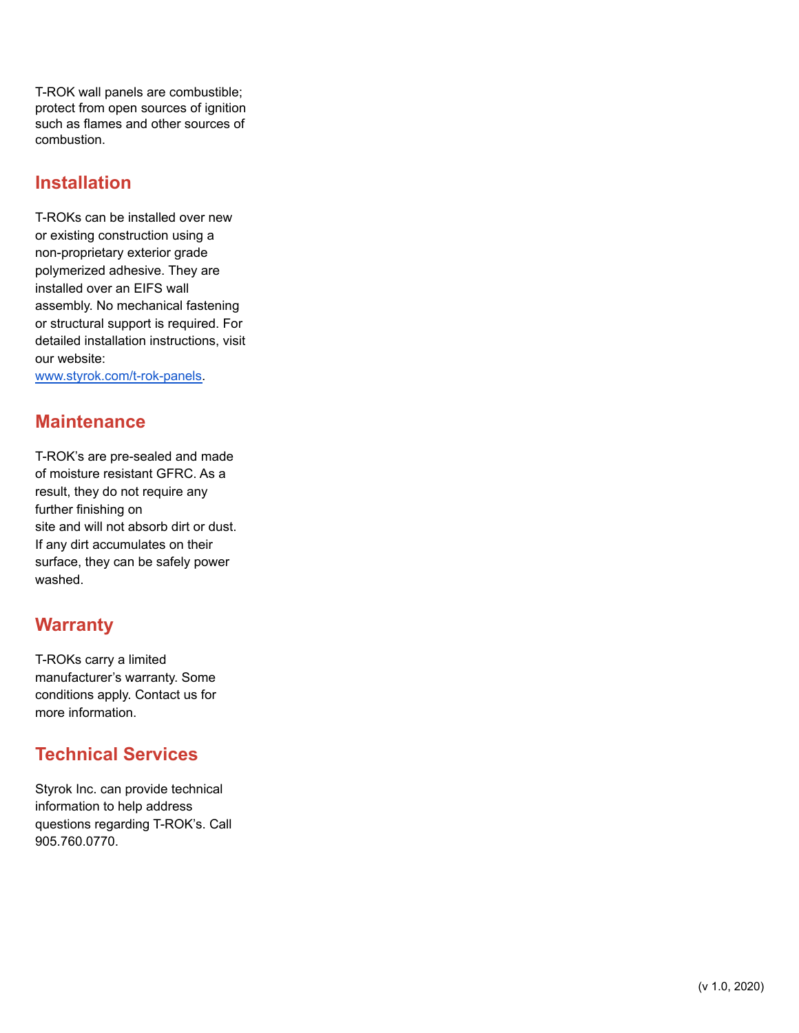T-ROK wall panels are combustible; protect from open sources of ignition such as flames and other sources of combustion.

## Installation

T-ROKs can be installed over new or existing construction using a non-proprietary exterior grade polymerized adhesive. They are installed over an EIFS wall assembly. No mechanical fastening or structural support is required. For detailed installation instructions, visit our website: [www.styrok.com/t-rok-panels](http://www.styrok.com/t-rok-panels).

## Maintenance

T-ROK's are pre-sealed and made of moisture resistant GFRC. As a result, they do not require any further finishing on site and will not absorb dirt or dust. If any dirt accumulates on their surface, they can be safely power washed.

## Warranty

T-ROKs carry a limited manufacturer's warranty. Some conditions apply. Contact us for more information.

## Technical Services

Styrok Inc. can provide technical information to help address questions regarding T-ROK's. Call 905.760.0770.

(v 1.0, 2020)